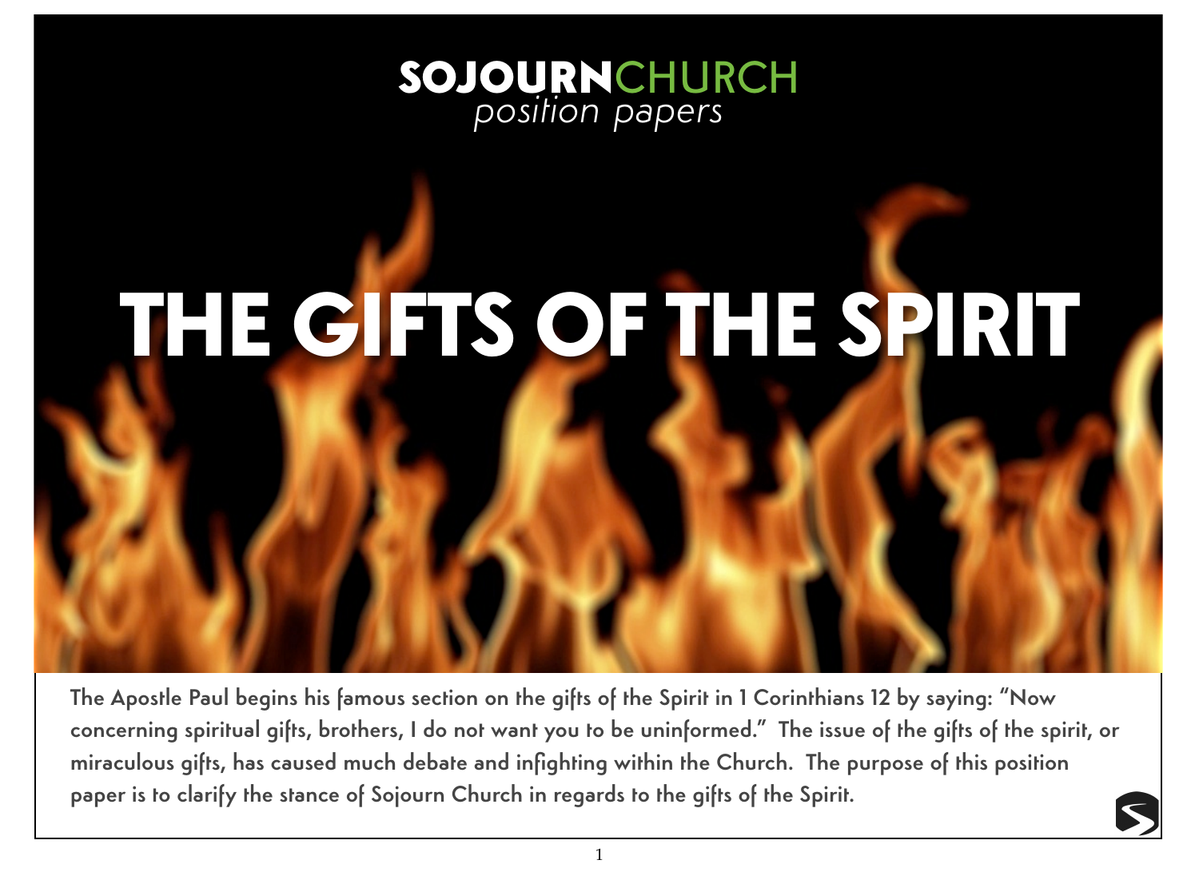**SOJOURNCHURCH**
*position papers*

# THE GIFTS OF THE SPIRIT

**The Apostle Paul begins his famous section on the gifts of the Spirit in 1 Corinthians 12 by saying: "Now concerning spiritual gifts, brothers, I do not want you to be uninformed." The issue of the gifts of the spirit, or miraculous gifts, has caused much debate and infighting within the Church. The purpose of this position paper is to clarify the stance of Sojourn Church in regards to the gifts of the Spirit.**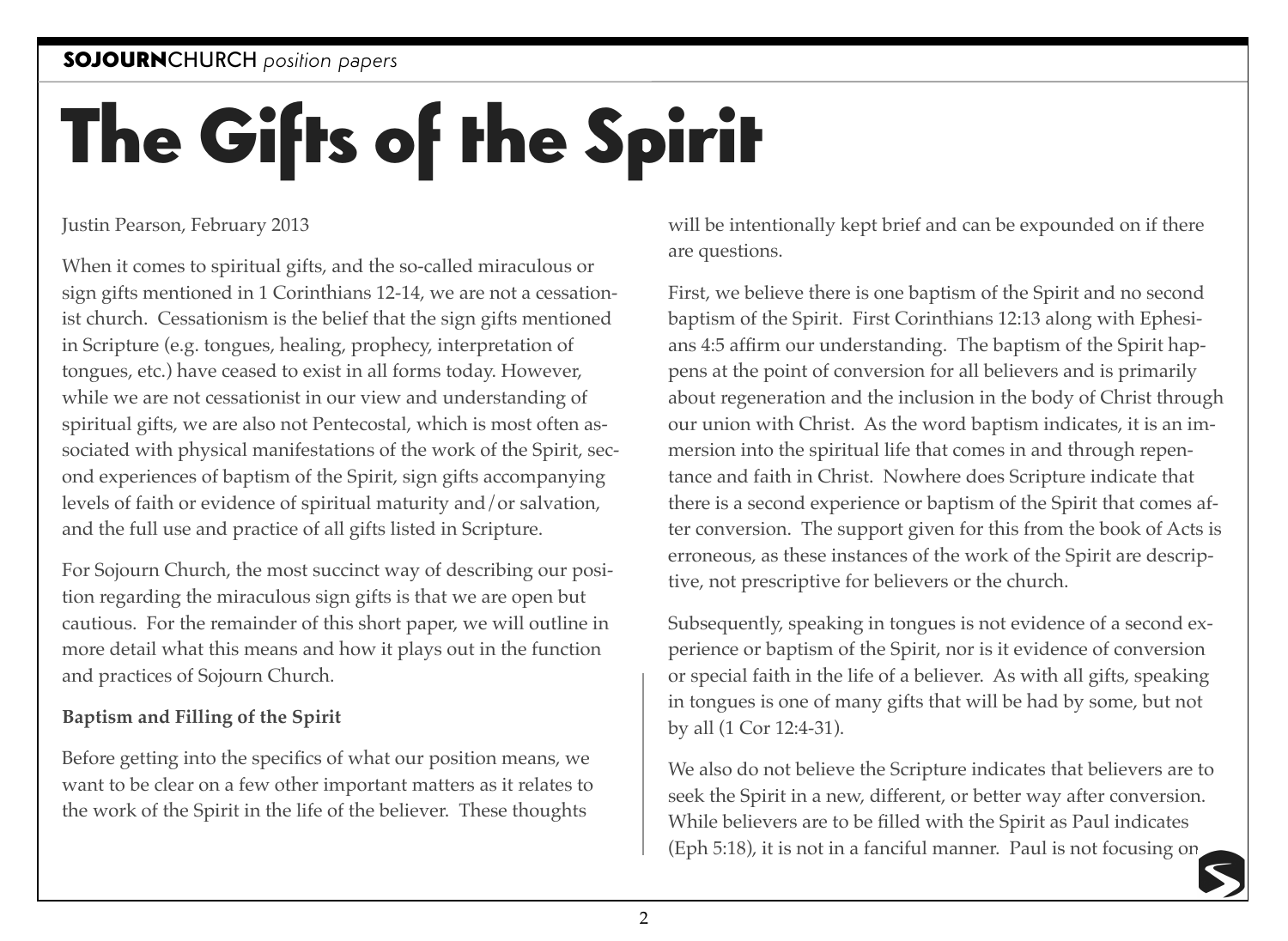# The Gifts of the Spirit

Justin Pearson, February 2013

When it comes to spiritual gifts, and the so-called miraculous or sign gifts mentioned in 1 Corinthians 12-14, we are not a cessationist church. Cessationism is the belief that the sign gifts mentioned in Scripture (e.g. tongues, healing, prophecy, interpretation of tongues, etc.) have ceased to exist in all forms today. However, while we are not cessationist in our view and understanding of spiritual gifts, we are also not Pentecostal, which is most often associated with physical manifestations of the work of the Spirit, second experiences of baptism of the Spirit, sign gifts accompanying levels of faith or evidence of spiritual maturity and/or salvation, and the full use and practice of all gifts listed in Scripture.

For Sojourn Church, the most succinct way of describing our position regarding the miraculous sign gifts is that we are open but cautious. For the remainder of this short paper, we will outline in more detail what this means and how it plays out in the function and practices of Sojourn Church.

**Baptism and Filling of the Spirit**

Before getting into the specifics of what our position means, we want to be clear on a few other important matters as it relates to the work of the Spirit in the life of the believer. These thoughts will be intentionally kept brief and can be expounded on if there are questions.

First, we believe there is one baptism of the Spirit and no second baptism of the Spirit. First Corinthians 12:13 along with Ephesians 4:5 affirm our understanding. The baptism of the Spirit happens at the point of conversion for all believers and is primarily about regeneration and the inclusion in the body of Christ through our union with Christ. As the word baptism indicates, it is an immersion into the spiritual life that comes in and through repentance and faith in Christ. Nowhere does Scripture indicate that there is a second experience or baptism of the Spirit that comes after conversion. The support given for this from the book of Acts is erroneous, as these instances of the work of the Spirit are descriptive, not prescriptive for believers or the church.

Subsequently, speaking in tongues is not evidence of a second experience or baptism of the Spirit, nor is it evidence of conversion or special faith in the life of a believer. As with all gifts, speaking in tongues is one of many gifts that will be had by some, but not by all (1 Cor 12:4-31).

We also do not believe the Scripture indicates that believers are to seek the Spirit in a new, different, or better way after conversion. While believers are to be filled with the Spirit as Paul indicates (Eph 5:18), it is not in a fanciful manner. Paul is not focusing on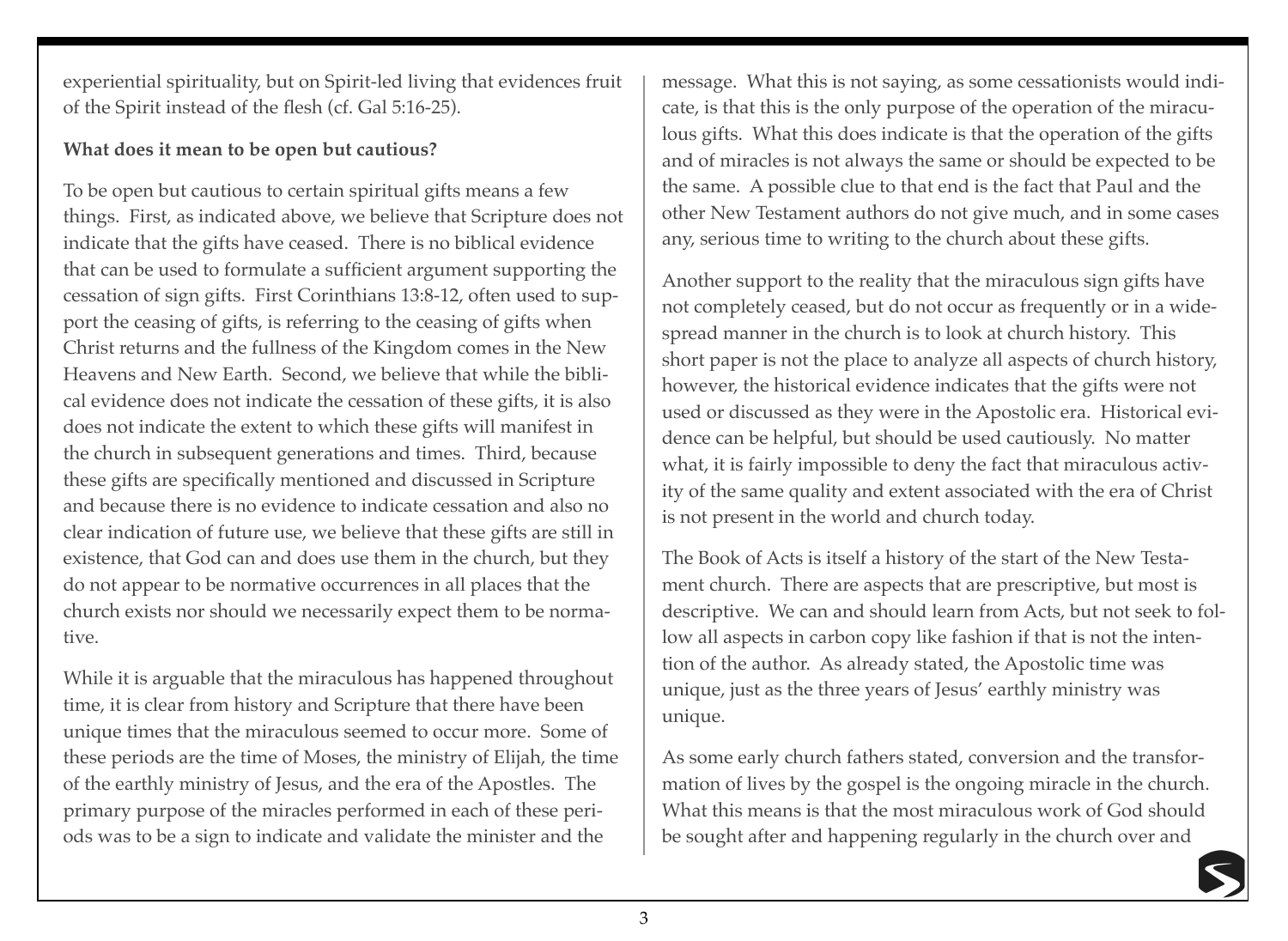experiential spirituality, but on Spirit-led living that evidences fruit of the Spirit instead of the flesh (cf. Gal 5:16-25).

**What does it mean to be open but cautious?**

To be open but cautious to certain spiritual gifts means a few things. First, as indicated above, we believe that Scripture does not indicate that the gifts have ceased. There is no biblical evidence that can be used to formulate a sufficient argument supporting the cessation of sign gifts. First Corinthians 13:8-12, often used to support the ceasing of gifts, is referring to the ceasing of gifts when Christ returns and the fullness of the Kingdom comes in the New Heavens and New Earth. Second, we believe that while the biblical evidence does not indicate the cessation of these gifts, it is also does not indicate the extent to which these gifts will manifest in the church in subsequent generations and times. Third, because these gifts are specifically mentioned and discussed in Scripture and because there is no evidence to indicate cessation and also no clear indication of future use, we believe that these gifts are still in existence, that God can and does use them in the church, but they do not appear to be normative occurrences in all places that the church exists nor should we necessarily expect them to be normative.

While it is arguable that the miraculous has happened throughout time, it is clear from history and Scripture that there have been unique times that the miraculous seemed to occur more. Some of these periods are the time of Moses, the ministry of Elijah, the time of the earthly ministry of Jesus, and the era of the Apostles. The primary purpose of the miracles performed in each of these periods was to be a sign to indicate and validate the minister and the message. What this is not saying, as some cessationists would indicate, is that this is the only purpose of the operation of the miraculous gifts. What this does indicate is that the operation of the gifts and of miracles is not always the same or should be expected to be the same. A possible clue to that end is the fact that Paul and the other New Testament authors do not give much, and in some cases any, serious time to writing to the church about these gifts.

Another support to the reality that the miraculous sign gifts have not completely ceased, but do not occur as frequently or in a widespread manner in the church is to look at church history. This short paper is not the place to analyze all aspects of church history, however, the historical evidence indicates that the gifts were not used or discussed as they were in the Apostolic era. Historical evidence can be helpful, but should be used cautiously. No matter what, it is fairly impossible to deny the fact that miraculous activity of the same quality and extent associated with the era of Christ is not present in the world and church today.

The Book of Acts is itself a history of the start of the New Testament church. There are aspects that are prescriptive, but most is descriptive. We can and should learn from Acts, but not seek to follow all aspects in carbon copy like fashion if that is not the intention of the author. As already stated, the Apostolic time was unique, just as the three years of Jesus' earthly ministry was unique.

As some early church fathers stated, conversion and the transformation of lives by the gospel is the ongoing miracle in the church. What this means is that the most miraculous work of God should be sought after and happening regularly in the church over and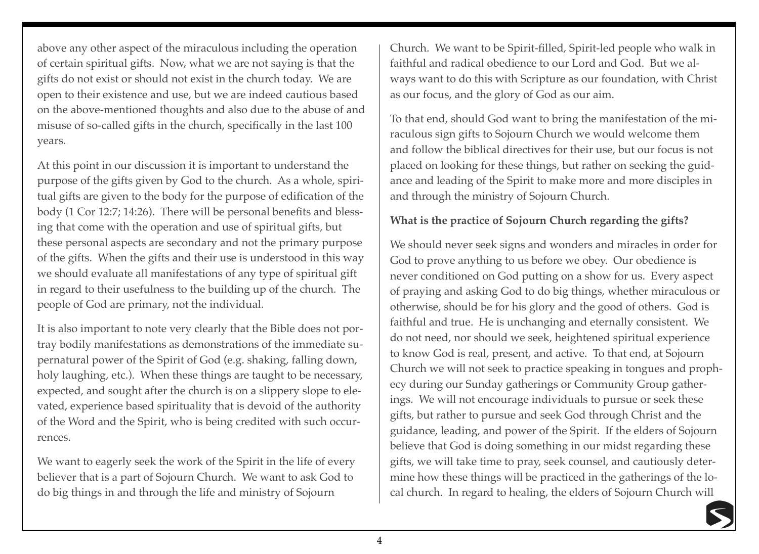above any other aspect of the miraculous including the operation of certain spiritual gifts. Now, what we are not saying is that the gifts do not exist or should not exist in the church today. We are open to their existence and use, but we are indeed cautious based on the above-mentioned thoughts and also due to the abuse of and misuse of so-called gifts in the church, specifically in the last 100 years.

At this point in our discussion it is important to understand the purpose of the gifts given by God to the church. As a whole, spiritual gifts are given to the body for the purpose of edification of the body (1 Cor 12:7; 14:26). There will be personal benefits and blessing that come with the operation and use of spiritual gifts, but these personal aspects are secondary and not the primary purpose of the gifts. When the gifts and their use is understood in this way we should evaluate all manifestations of any type of spiritual gift in regard to their usefulness to the building up of the church. The people of God are primary, not the individual.

It is also important to note very clearly that the Bible does not portray bodily manifestations as demonstrations of the immediate supernatural power of the Spirit of God (e.g. shaking, falling down, holy laughing, etc.). When these things are taught to be necessary, expected, and sought after the church is on a slippery slope to elevated, experience based spirituality that is devoid of the authority of the Word and the Spirit, who is being credited with such occurrences.

We want to eagerly seek the work of the Spirit in the life of every believer that is a part of Sojourn Church. We want to ask God to do big things in and through the life and ministry of Sojourn Church. We want to be Spirit-filled, Spirit-led people who walk in faithful and radical obedience to our Lord and God. But we always want to do this with Scripture as our foundation, with Christ as our focus, and the glory of God as our aim.

To that end, should God want to bring the manifestation of the miraculous sign gifts to Sojourn Church we would welcome them and follow the biblical directives for their use, but our focus is not placed on looking for these things, but rather on seeking the guidance and leading of the Spirit to make more and more disciples in and through the ministry of Sojourn Church.

**What is the practice of Sojourn Church regarding the gifts?**

We should never seek signs and wonders and miracles in order for God to prove anything to us before we obey. Our obedience is never conditioned on God putting on a show for us. Every aspect of praying and asking God to do big things, whether miraculous or otherwise, should be for his glory and the good of others. God is faithful and true. He is unchanging and eternally consistent. We do not need, nor should we seek, heightened spiritual experience to know God is real, present, and active. To that end, at Sojourn Church we will not seek to practice speaking in tongues and prophecy during our Sunday gatherings or Community Group gatherings. We will not encourage individuals to pursue or seek these gifts, but rather to pursue and seek God through Christ and the guidance, leading, and power of the Spirit. If the elders of Sojourn believe that God is doing something in our midst regarding these gifts, we will take time to pray, seek counsel, and cautiously determine how these things will be practiced in the gatherings of the local church. In regard to healing, the elders of Sojourn Church will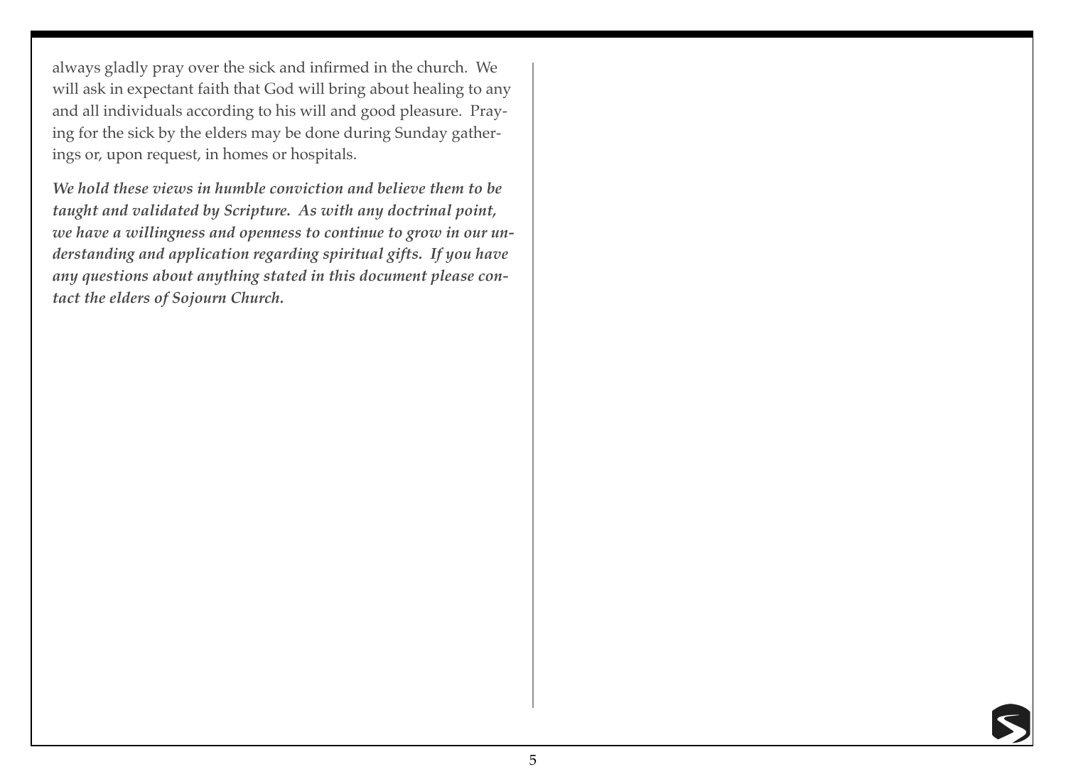always gladly pray over the sick and infirmed in the church. We will ask in expectant faith that God will bring about healing to any and all individuals according to his will and good pleasure. Praying for the sick by the elders may be done during Sunday gatherings or, upon request, in homes or hospitals.

***We hold these views in humble conviction and believe them to be taught and validated by Scripture. As with any doctrinal point, we have a willingness and openness to continue to grow in our understanding and application regarding spiritual gifts. If you have any questions about anything stated in this document please contact the elders of Sojourn Church.***